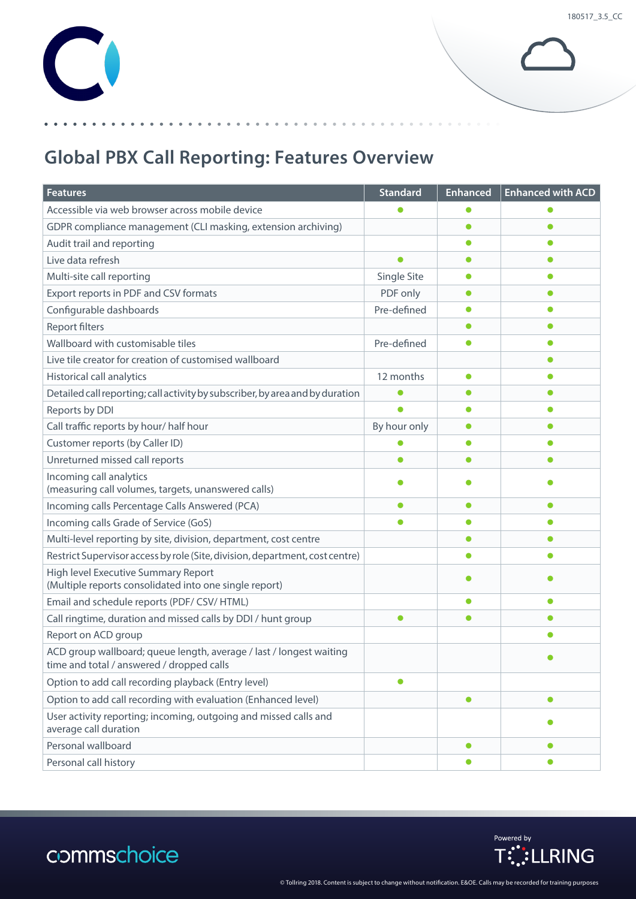## Global PBX Call Reporting: Features Overview

| Features | Standard | Enhanced | Enhanced with ACD |
|---|---|---|---|
| Accessible via web browser across mobile device | ● | ● | ● |
| GDPR compliance management (CLI masking, extension archiving) | | ● | ● |
| Audit trail and reporting | | ● | ● |
| Live data refresh | ● | ● | ● |
| Multi-site call reporting | Single Site | ● | ● |
| Export reports in PDF and CSV formats | PDF only | ● | ● |
| Configurable dashboards | Pre-defined | ● | ● |
| Report filters | | ● | ● |
| Wallboard with customisable tiles | Pre-defined | ● | ● |
| Live tile creator for creation of customised wallboard | | | ● |
| Historical call analytics | 12 months | ● | ● |
| Detailed call reporting; call activity by subscriber, by area and by duration | ● | ● | ● |
| Reports by DDI | ● | ● | ● |
| Call traffic reports by hour/ half hour | By hour only | ● | ● |
| Customer reports (by Caller ID) | ● | ● | ● |
| Unreturned missed call reports | ● | ● | ● |
| Incoming call analytics (measuring call volumes, targets, unanswered calls) | ● | ● | ● |
| Incoming calls Percentage Calls Answered (PCA) | ● | ● | ● |
| Incoming calls Grade of Service (GoS) | ● | ● | ● |
| Multi-level reporting by site, division, department, cost centre | | ● | ● |
| Restrict Supervisor access by role (Site, division, department, cost centre) | | ● | ● |
| High level Executive Summary Report (Multiple reports consolidated into one single report) | | ● | ● |
| Email and schedule reports (PDF/ CSV/ HTML) | | ● | ● |
| Call ringtime, duration and missed calls by DDI / hunt group | ● | ● | ● |
| Report on ACD group | | | ● |
| ACD group wallboard; queue length, average / last / longest waiting time and total / answered / dropped calls | | | ● |
| Option to add call recording playback (Entry level) | ● | | |
| Option to add call recording with evaluation (Enhanced level) | | ● | ● |
| User activity reporting; incoming, outgoing and missed calls and average call duration | | | ● |
| Personal wallboard | | ● | ● |
| Personal call history | | ● | ● |

commschoice

Powered by TOLLRING

© Tollring 2018. Content is subject to change without notification. E&OE. Calls may be recorded for training purposes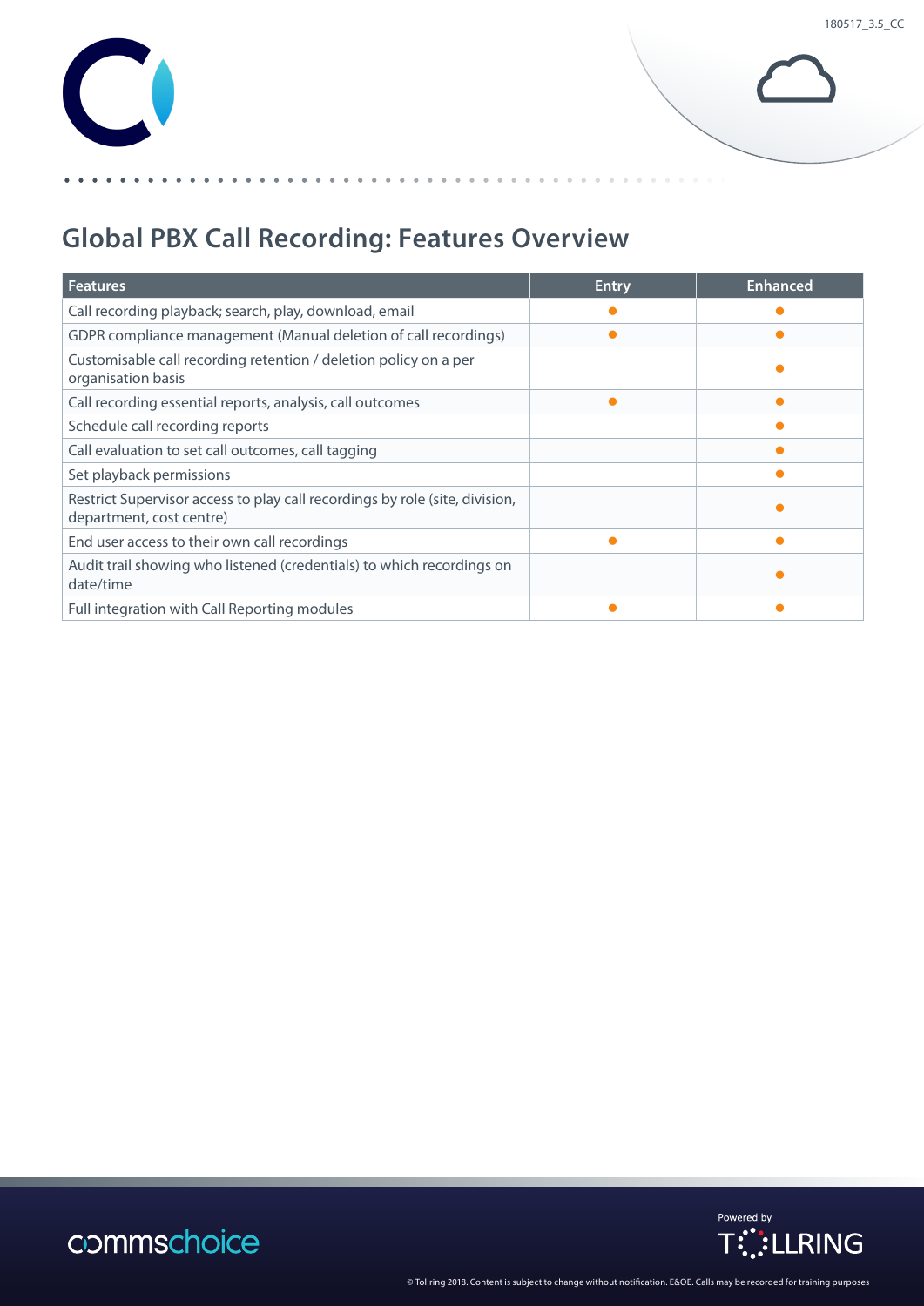## Global PBX Call Recording: Features Overview

| Features | Entry | Enhanced |
|---|---|---|
| Call recording playback; search, play, download, email | ● | ● |
| GDPR compliance management (Manual deletion of call recordings) | ● | ● |
| Customisable call recording retention / deletion policy on a per organisation basis | | ● |
| Call recording essential reports, analysis, call outcomes | ● | ● |
| Schedule call recording reports | | ● |
| Call evaluation to set call outcomes, call tagging | | ● |
| Set playback permissions | | ● |
| Restrict Supervisor access to play call recordings by role (site, division, department, cost centre) | | ● |
| End user access to their own call recordings | ● | ● |
| Audit trail showing who listened (credentials) to which recordings on date/time | | ● |
| Full integration with Call Reporting modules | ● | ● |

commschoice

Powered by TOLLRING

© Tollring 2018. Content is subject to change without notification. E&OE. Calls may be recorded for training purposes